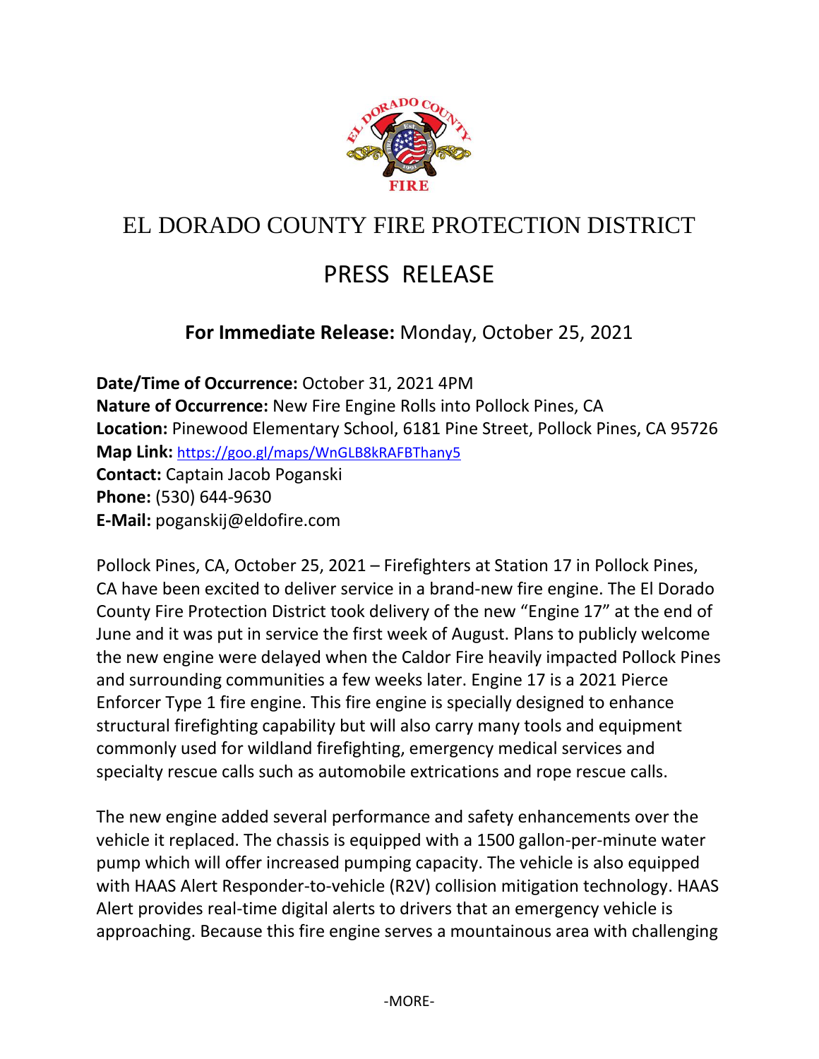# EL DORADO COUNTY FIRE PROTECTION DISTRICT

## PRESS RELEASE

**For Immediate Release:** Monday, October 25, 2021

**Date/Time of Occurrence:** October 31, 2021 4PM
**Nature of Occurrence:** New Fire Engine Rolls into Pollock Pines, CA
**Location:** Pinewood Elementary School, 6181 Pine Street, Pollock Pines, CA 95726
**Map Link:** https://goo.gl/maps/WnGLB8kRAFBThany5
**Contact:** Captain Jacob Poganski
**Phone:** (530) 644-9630
**E-Mail:** poganskij@eldofire.com

Pollock Pines, CA, October 25, 2021 – Firefighters at Station 17 in Pollock Pines, CA have been excited to deliver service in a brand-new fire engine. The El Dorado County Fire Protection District took delivery of the new "Engine 17" at the end of June and it was put in service the first week of August. Plans to publicly welcome the new engine were delayed when the Caldor Fire heavily impacted Pollock Pines and surrounding communities a few weeks later. Engine 17 is a 2021 Pierce Enforcer Type 1 fire engine. This fire engine is specially designed to enhance structural firefighting capability but will also carry many tools and equipment commonly used for wildland firefighting, emergency medical services and specialty rescue calls such as automobile extrications and rope rescue calls.

The new engine added several performance and safety enhancements over the vehicle it replaced. The chassis is equipped with a 1500 gallon-per-minute water pump which will offer increased pumping capacity. The vehicle is also equipped with HAAS Alert Responder-to-vehicle (R2V) collision mitigation technology. HAAS Alert provides real-time digital alerts to drivers that an emergency vehicle is approaching. Because this fire engine serves a mountainous area with challenging

-MORE-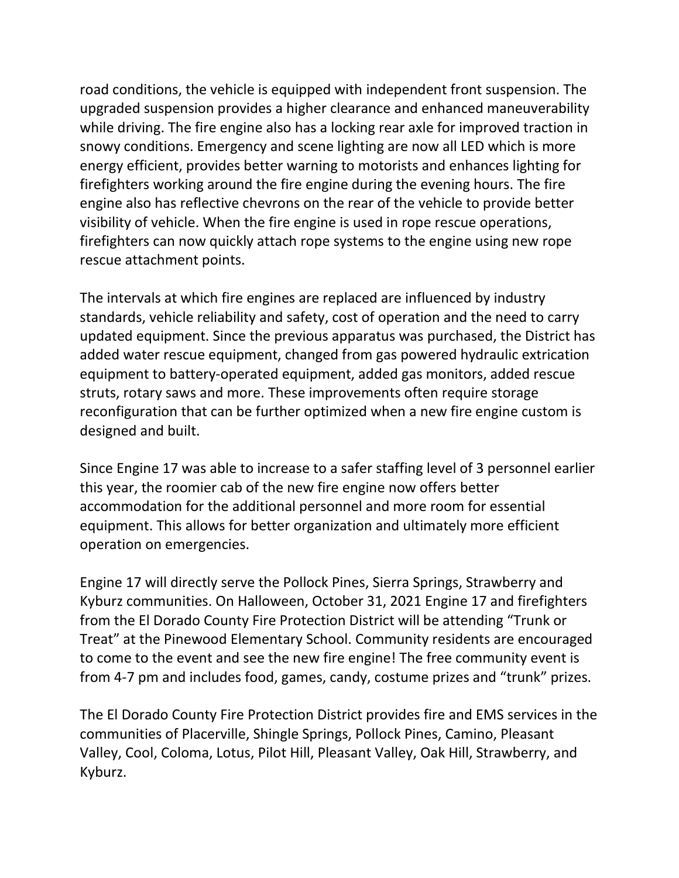road conditions, the vehicle is equipped with independent front suspension. The upgraded suspension provides a higher clearance and enhanced maneuverability while driving. The fire engine also has a locking rear axle for improved traction in snowy conditions. Emergency and scene lighting are now all LED which is more energy efficient, provides better warning to motorists and enhances lighting for firefighters working around the fire engine during the evening hours. The fire engine also has reflective chevrons on the rear of the vehicle to provide better visibility of vehicle. When the fire engine is used in rope rescue operations, firefighters can now quickly attach rope systems to the engine using new rope rescue attachment points.

The intervals at which fire engines are replaced are influenced by industry standards, vehicle reliability and safety, cost of operation and the need to carry updated equipment. Since the previous apparatus was purchased, the District has added water rescue equipment, changed from gas powered hydraulic extrication equipment to battery-operated equipment, added gas monitors, added rescue struts, rotary saws and more. These improvements often require storage reconfiguration that can be further optimized when a new fire engine custom is designed and built.

Since Engine 17 was able to increase to a safer staffing level of 3 personnel earlier this year, the roomier cab of the new fire engine now offers better accommodation for the additional personnel and more room for essential equipment. This allows for better organization and ultimately more efficient operation on emergencies.

Engine 17 will directly serve the Pollock Pines, Sierra Springs, Strawberry and Kyburz communities. On Halloween, October 31, 2021 Engine 17 and firefighters from the El Dorado County Fire Protection District will be attending "Trunk or Treat" at the Pinewood Elementary School. Community residents are encouraged to come to the event and see the new fire engine! The free community event is from 4-7 pm and includes food, games, candy, costume prizes and "trunk" prizes.

The El Dorado County Fire Protection District provides fire and EMS services in the communities of Placerville, Shingle Springs, Pollock Pines, Camino, Pleasant Valley, Cool, Coloma, Lotus, Pilot Hill, Pleasant Valley, Oak Hill, Strawberry, and Kyburz.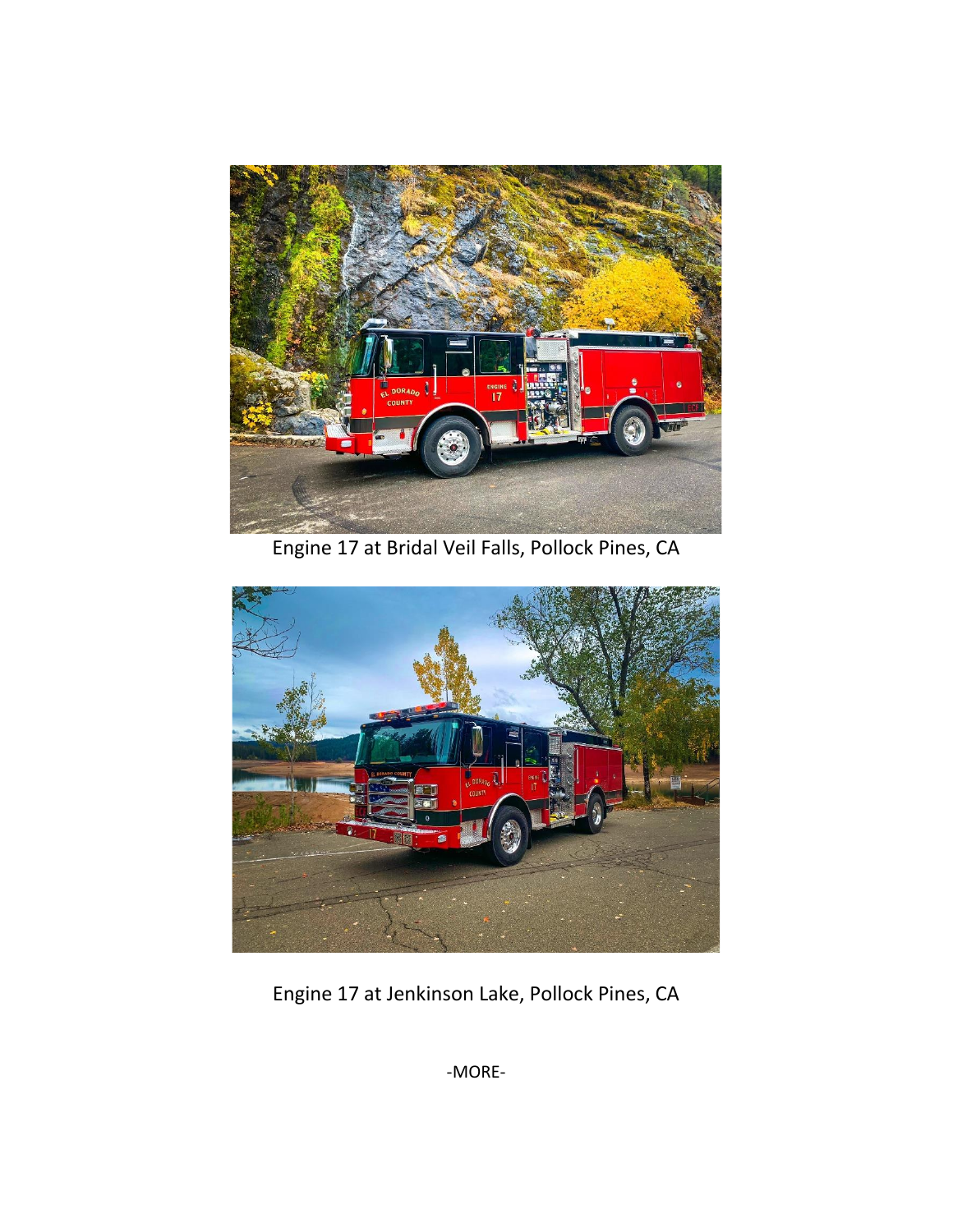Engine 17 at Bridal Veil Falls, Pollock Pines, CA

Engine 17 at Jenkinson Lake, Pollock Pines, CA

-MORE-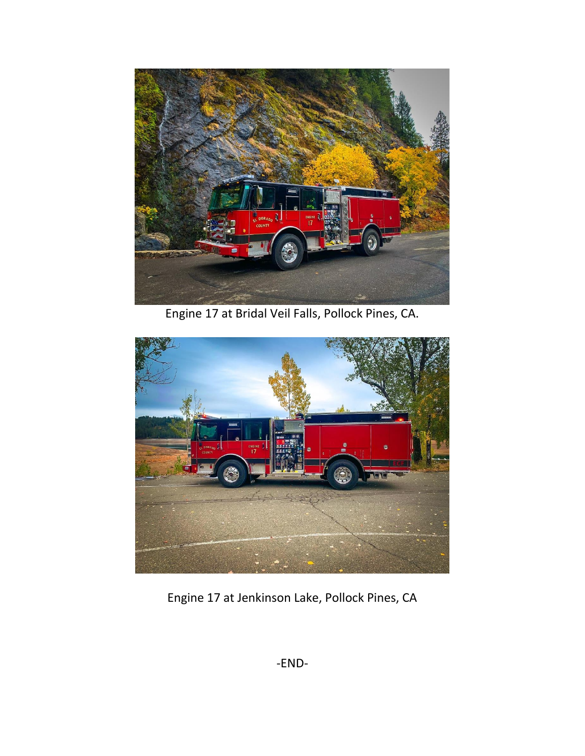Engine 17 at Bridal Veil Falls, Pollock Pines, CA.

Engine 17 at Jenkinson Lake, Pollock Pines, CA

-END-